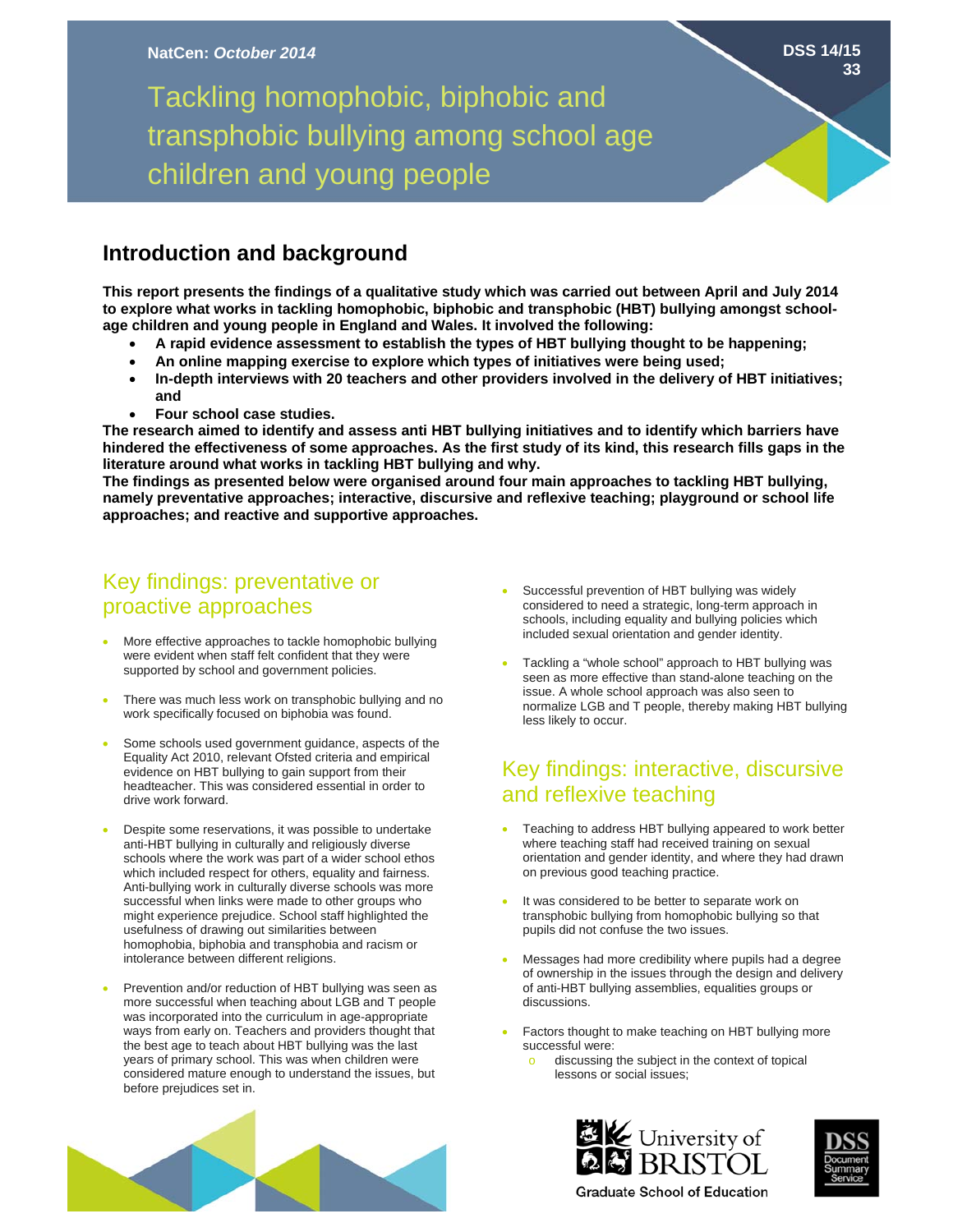NatCen: *October 2014*

DSS 14/15 33

# Tackling homophobic, biphobic and transphobic bullying among school age children and young people

## Introduction and background

**This report presents the findings of a qualitative study which was carried out between April and July 2014 to explore what works in tackling homophobic, biphobic and transphobic (HBT) bullying amongst school-age children and young people in England and Wales. It involved the following:**

- **A rapid evidence assessment to establish the types of HBT bullying thought to be happening;**
- **An online mapping exercise to explore which types of initiatives were being used;**
- **In-depth interviews with 20 teachers and other providers involved in the delivery of HBT initiatives; and**
- **Four school case studies.**

**The research aimed to identify and assess anti HBT bullying initiatives and to identify which barriers have hindered the effectiveness of some approaches. As the first study of its kind, this research fills gaps in the literature around what works in tackling HBT bullying and why.**

**The findings as presented below were organised around four main approaches to tackling HBT bullying, namely preventative approaches; interactive, discursive and reflexive teaching; playground or school life approaches; and reactive and supportive approaches.**

## Key findings: preventative or proactive approaches

- More effective approaches to tackle homophobic bullying were evident when staff felt confident that they were supported by school and government policies.
- There was much less work on transphobic bullying and no work specifically focused on biphobia was found.
- Some schools used government guidance, aspects of the Equality Act 2010, relevant Ofsted criteria and empirical evidence on HBT bullying to gain support from their headteacher. This was considered essential in order to drive work forward.
- Despite some reservations, it was possible to undertake anti-HBT bullying in culturally and religiously diverse schools where the work was part of a wider school ethos which included respect for others, equality and fairness. Anti-bullying work in culturally diverse schools was more successful when links were made to other groups who might experience prejudice. School staff highlighted the usefulness of drawing out similarities between homophobia, biphobia and transphobia and racism or intolerance between different religions.
- Prevention and/or reduction of HBT bullying was seen as more successful when teaching about LGB and T people was incorporated into the curriculum in age-appropriate ways from early on. Teachers and providers thought that the best age to teach about HBT bullying was the last years of primary school. This was when children were considered mature enough to understand the issues, but before prejudices set in.
- Successful prevention of HBT bullying was widely considered to need a strategic, long-term approach in schools, including equality and bullying policies which included sexual orientation and gender identity.
- Tackling a "whole school" approach to HBT bullying was seen as more effective than stand-alone teaching on the issue. A whole school approach was also seen to normalize LGB and T people, thereby making HBT bullying less likely to occur.

## Key findings: interactive, discursive and reflexive teaching

- Teaching to address HBT bullying appeared to work better where teaching staff had received training on sexual orientation and gender identity, and where they had drawn on previous good teaching practice.
- It was considered to be better to separate work on transphobic bullying from homophobic bullying so that pupils did not confuse the two issues.
- Messages had more credibility where pupils had a degree of ownership in the issues through the design and delivery of anti-HBT bullying assemblies, equalities groups or discussions.
- Factors thought to make teaching on HBT bullying more successful were:
    - discussing the subject in the context of topical lessons or social issues;

University of Bristol
Graduate School of Education

DSS Document Summary Service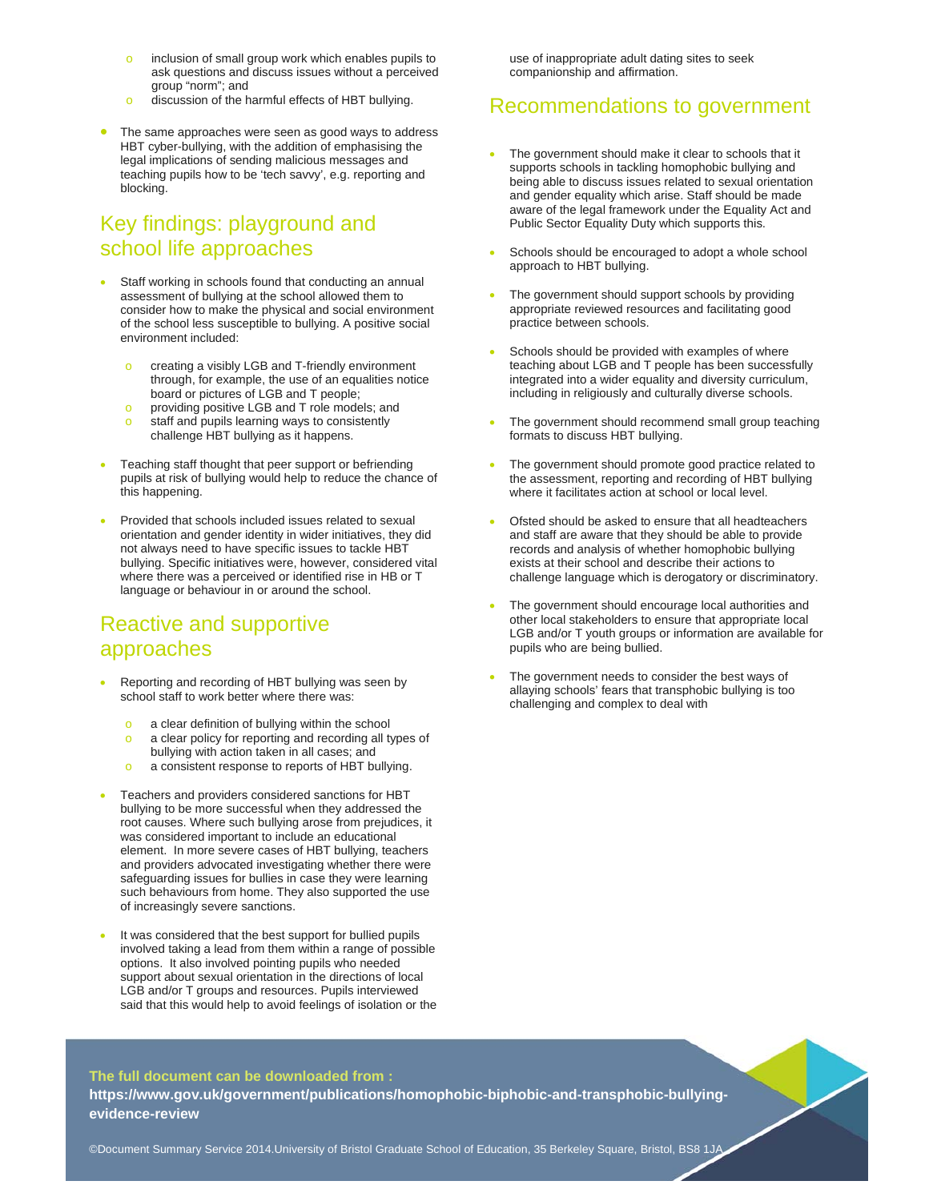- inclusion of small group work which enables pupils to ask questions and discuss issues without a perceived group "norm"; and
- discussion of the harmful effects of HBT bullying.

- The same approaches were seen as good ways to address HBT cyber-bullying, with the addition of emphasising the legal implications of sending malicious messages and teaching pupils how to be 'tech savvy', e.g. reporting and blocking.

## Key findings: playground and school life approaches

- Staff working in schools found that conducting an annual assessment of bullying at the school allowed them to consider how to make the physical and social environment of the school less susceptible to bullying. A positive social environment included:
  - creating a visibly LGB and T-friendly environment through, for example, the use of an equalities notice board or pictures of LGB and T people;
  - providing positive LGB and T role models; and
  - staff and pupils learning ways to consistently challenge HBT bullying as it happens.

- Teaching staff thought that peer support or befriending pupils at risk of bullying would help to reduce the chance of this happening.

- Provided that schools included issues related to sexual orientation and gender identity in wider initiatives, they did not always need to have specific issues to tackle HBT bullying. Specific initiatives were, however, considered vital where there was a perceived or identified rise in HB or T language or behaviour in or around the school.

## Reactive and supportive approaches

- Reporting and recording of HBT bullying was seen by school staff to work better where there was:
  - a clear definition of bullying within the school
  - a clear policy for reporting and recording all types of bullying with action taken in all cases; and
  - a consistent response to reports of HBT bullying.

- Teachers and providers considered sanctions for HBT bullying to be more successful when they addressed the root causes. Where such bullying arose from prejudices, it was considered important to include an educational element. In more severe cases of HBT bullying, teachers and providers advocated investigating whether there were safeguarding issues for bullies in case they were learning such behaviours from home. They also supported the use of increasingly severe sanctions.

- It was considered that the best support for bullied pupils involved taking a lead from them within a range of possible options. It also involved pointing pupils who needed support about sexual orientation in the directions of local LGB and/or T groups and resources. Pupils interviewed said that this would help to avoid feelings of isolation or the use of inappropriate adult dating sites to seek companionship and affirmation.

## Recommendations to government

- The government should make it clear to schools that it supports schools in tackling homophobic bullying and being able to discuss issues related to sexual orientation and gender equality which arise. Staff should be made aware of the legal framework under the Equality Act and Public Sector Equality Duty which supports this.

- Schools should be encouraged to adopt a whole school approach to HBT bullying.

- The government should support schools by providing appropriate reviewed resources and facilitating good practice between schools.

- Schools should be provided with examples of where teaching about LGB and T people has been successfully integrated into a wider equality and diversity curriculum, including in religiously and culturally diverse schools.

- The government should recommend small group teaching formats to discuss HBT bullying.

- The government should promote good practice related to the assessment, reporting and recording of HBT bullying where it facilitates action at school or local level.

- Ofsted should be asked to ensure that all headteachers and staff are aware that they should be able to provide records and analysis of whether homophobic bullying exists at their school and describe their actions to challenge language which is derogatory or discriminatory.

- The government should encourage local authorities and other local stakeholders to ensure that appropriate local LGB and/or T youth groups or information are available for pupils who are being bullied.

- The government needs to consider the best ways of allaying schools' fears that transphobic bullying is too challenging and complex to deal with

**The full document can be downloaded from :**
**https://www.gov.uk/government/publications/homophobic-biphobic-and-transphobic-bullying-evidence-review**

©Document Summary Service 2014.University of Bristol Graduate School of Education, 35 Berkeley Square, Bristol, BS8 1JA